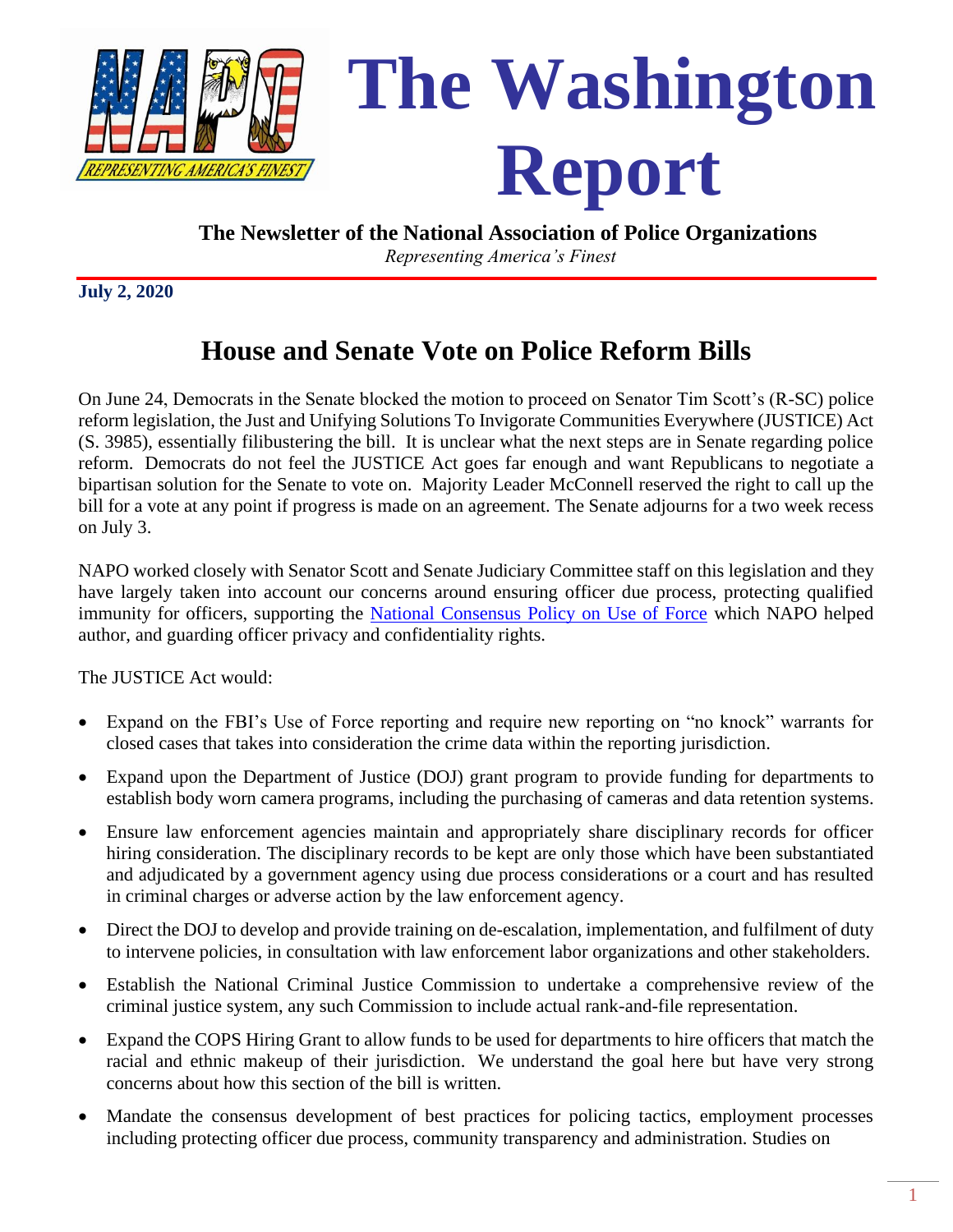# The Washington Report

**The Newsletter of the National Association of Police Organizations**

*Representing America's Finest*

**July 2, 2020**

## House and Senate Vote on Police Reform Bills

On June 24, Democrats in the Senate blocked the motion to proceed on Senator Tim Scott's (R-SC) police reform legislation, the Just and Unifying Solutions To Invigorate Communities Everywhere (JUSTICE) Act (S. 3985), essentially filibustering the bill. It is unclear what the next steps are in Senate regarding police reform. Democrats do not feel the JUSTICE Act goes far enough and want Republicans to negotiate a bipartisan solution for the Senate to vote on. Majority Leader McConnell reserved the right to call up the bill for a vote at any point if progress is made on an agreement. The Senate adjourns for a two week recess on July 3.

NAPO worked closely with Senator Scott and Senate Judiciary Committee staff on this legislation and they have largely taken into account our concerns around ensuring officer due process, protecting qualified immunity for officers, supporting the National Consensus Policy on Use of Force which NAPO helped author, and guarding officer privacy and confidentiality rights.

The JUSTICE Act would:

- Expand on the FBI's Use of Force reporting and require new reporting on "no knock" warrants for closed cases that takes into consideration the crime data within the reporting jurisdiction.
- Expand upon the Department of Justice (DOJ) grant program to provide funding for departments to establish body worn camera programs, including the purchasing of cameras and data retention systems.
- Ensure law enforcement agencies maintain and appropriately share disciplinary records for officer hiring consideration. The disciplinary records to be kept are only those which have been substantiated and adjudicated by a government agency using due process considerations or a court and has resulted in criminal charges or adverse action by the law enforcement agency.
- Direct the DOJ to develop and provide training on de-escalation, implementation, and fulfilment of duty to intervene policies, in consultation with law enforcement labor organizations and other stakeholders.
- Establish the National Criminal Justice Commission to undertake a comprehensive review of the criminal justice system, any such Commission to include actual rank-and-file representation.
- Expand the COPS Hiring Grant to allow funds to be used for departments to hire officers that match the racial and ethnic makeup of their jurisdiction. We understand the goal here but have very strong concerns about how this section of the bill is written.
- Mandate the consensus development of best practices for policing tactics, employment processes including protecting officer due process, community transparency and administration. Studies on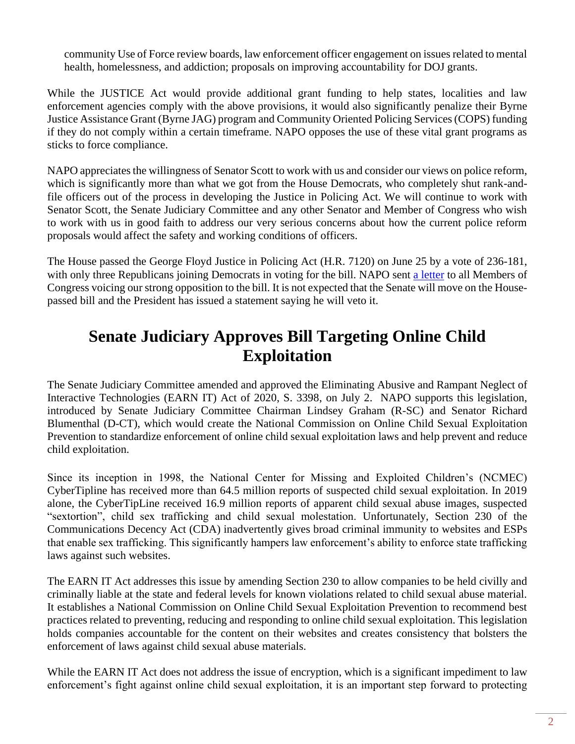community Use of Force review boards, law enforcement officer engagement on issues related to mental health, homelessness, and addiction; proposals on improving accountability for DOJ grants.

While the JUSTICE Act would provide additional grant funding to help states, localities and law enforcement agencies comply with the above provisions, it would also significantly penalize their Byrne Justice Assistance Grant (Byrne JAG) program and Community Oriented Policing Services (COPS) funding if they do not comply within a certain timeframe. NAPO opposes the use of these vital grant programs as sticks to force compliance.

NAPO appreciates the willingness of Senator Scott to work with us and consider our views on police reform, which is significantly more than what we got from the House Democrats, who completely shut rank-and-file officers out of the process in developing the Justice in Policing Act. We will continue to work with Senator Scott, the Senate Judiciary Committee and any other Senator and Member of Congress who wish to work with us in good faith to address our very serious concerns about how the current police reform proposals would affect the safety and working conditions of officers.

The House passed the George Floyd Justice in Policing Act (H.R. 7120) on June 25 by a vote of 236-181, with only three Republicans joining Democrats in voting for the bill. NAPO sent a letter to all Members of Congress voicing our strong opposition to the bill. It is not expected that the Senate will move on the House-passed bill and the President has issued a statement saying he will veto it.

## Senate Judiciary Approves Bill Targeting Online Child Exploitation

The Senate Judiciary Committee amended and approved the Eliminating Abusive and Rampant Neglect of Interactive Technologies (EARN IT) Act of 2020, S. 3398, on July 2. NAPO supports this legislation, introduced by Senate Judiciary Committee Chairman Lindsey Graham (R-SC) and Senator Richard Blumenthal (D-CT), which would create the National Commission on Online Child Sexual Exploitation Prevention to standardize enforcement of online child sexual exploitation laws and help prevent and reduce child exploitation.

Since its inception in 1998, the National Center for Missing and Exploited Children's (NCMEC) CyberTipline has received more than 64.5 million reports of suspected child sexual exploitation. In 2019 alone, the CyberTipLine received 16.9 million reports of apparent child sexual abuse images, suspected "sextortion", child sex trafficking and child sexual molestation. Unfortunately, Section 230 of the Communications Decency Act (CDA) inadvertently gives broad criminal immunity to websites and ESPs that enable sex trafficking. This significantly hampers law enforcement's ability to enforce state trafficking laws against such websites.

The EARN IT Act addresses this issue by amending Section 230 to allow companies to be held civilly and criminally liable at the state and federal levels for known violations related to child sexual abuse material. It establishes a National Commission on Online Child Sexual Exploitation Prevention to recommend best practices related to preventing, reducing and responding to online child sexual exploitation. This legislation holds companies accountable for the content on their websites and creates consistency that bolsters the enforcement of laws against child sexual abuse materials.

While the EARN IT Act does not address the issue of encryption, which is a significant impediment to law enforcement's fight against online child sexual exploitation, it is an important step forward to protecting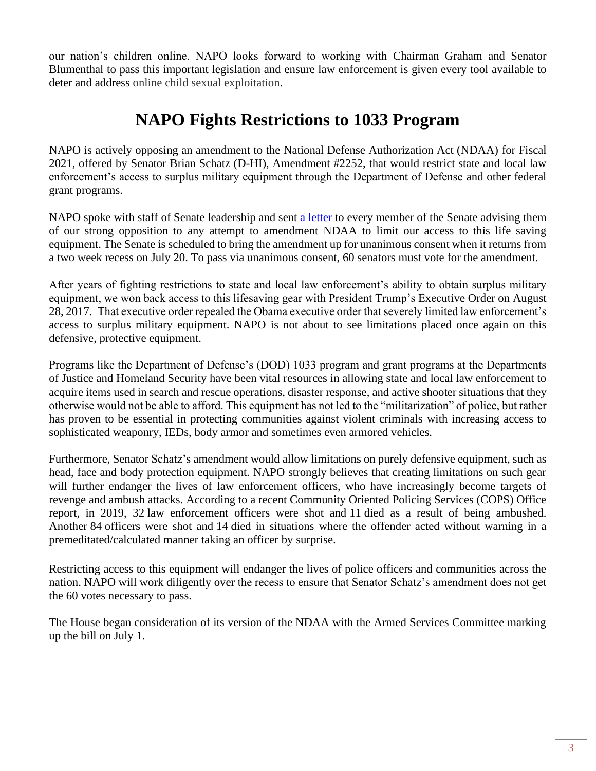our nation's children online. NAPO looks forward to working with Chairman Graham and Senator Blumenthal to pass this important legislation and ensure law enforcement is given every tool available to deter and address online child sexual exploitation.

# NAPO Fights Restrictions to 1033 Program

NAPO is actively opposing an amendment to the National Defense Authorization Act (NDAA) for Fiscal 2021, offered by Senator Brian Schatz (D-HI), Amendment #2252, that would restrict state and local law enforcement's access to surplus military equipment through the Department of Defense and other federal grant programs.

NAPO spoke with staff of Senate leadership and sent [a letter](a letter) to every member of the Senate advising them of our strong opposition to any attempt to amendment NDAA to limit our access to this life saving equipment. The Senate is scheduled to bring the amendment up for unanimous consent when it returns from a two week recess on July 20. To pass via unanimous consent, 60 senators must vote for the amendment.

After years of fighting restrictions to state and local law enforcement's ability to obtain surplus military equipment, we won back access to this lifesaving gear with President Trump's Executive Order on August 28, 2017. That executive order repealed the Obama executive order that severely limited law enforcement's access to surplus military equipment. NAPO is not about to see limitations placed once again on this defensive, protective equipment.

Programs like the Department of Defense's (DOD) 1033 program and grant programs at the Departments of Justice and Homeland Security have been vital resources in allowing state and local law enforcement to acquire items used in search and rescue operations, disaster response, and active shooter situations that they otherwise would not be able to afford. This equipment has not led to the "militarization" of police, but rather has proven to be essential in protecting communities against violent criminals with increasing access to sophisticated weaponry, IEDs, body armor and sometimes even armored vehicles.

Furthermore, Senator Schatz's amendment would allow limitations on purely defensive equipment, such as head, face and body protection equipment. NAPO strongly believes that creating limitations on such gear will further endanger the lives of law enforcement officers, who have increasingly become targets of revenge and ambush attacks. According to a recent Community Oriented Policing Services (COPS) Office report, in 2019, 32 law enforcement officers were shot and 11 died as a result of being ambushed. Another 84 officers were shot and 14 died in situations where the offender acted without warning in a premeditated/calculated manner taking an officer by surprise.

Restricting access to this equipment will endanger the lives of police officers and communities across the nation. NAPO will work diligently over the recess to ensure that Senator Schatz's amendment does not get the 60 votes necessary to pass.

The House began consideration of its version of the NDAA with the Armed Services Committee marking up the bill on July 1.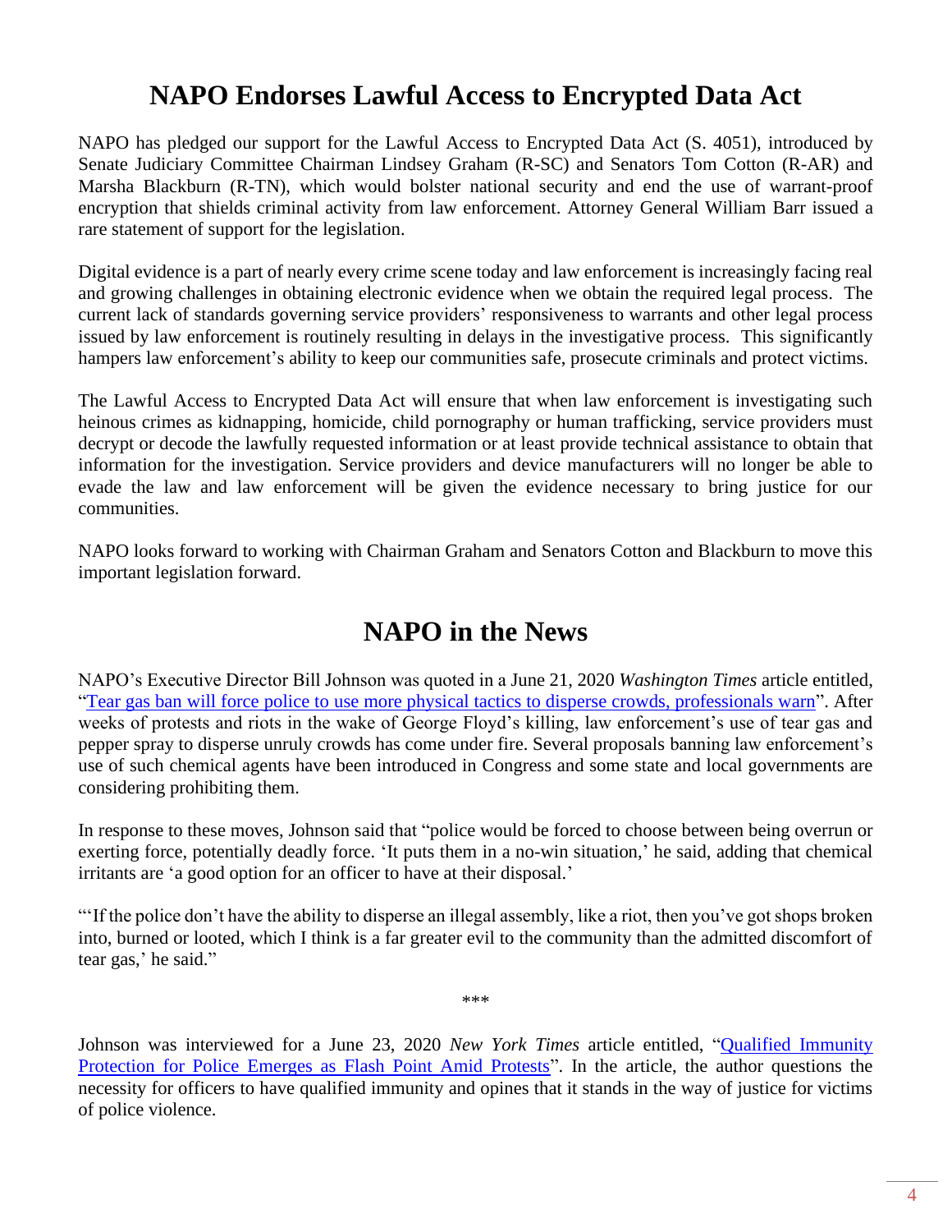## NAPO Endorses Lawful Access to Encrypted Data Act

NAPO has pledged our support for the Lawful Access to Encrypted Data Act (S. 4051), introduced by Senate Judiciary Committee Chairman Lindsey Graham (R-SC) and Senators Tom Cotton (R-AR) and Marsha Blackburn (R-TN), which would bolster national security and end the use of warrant-proof encryption that shields criminal activity from law enforcement. Attorney General William Barr issued a rare statement of support for the legislation.

Digital evidence is a part of nearly every crime scene today and law enforcement is increasingly facing real and growing challenges in obtaining electronic evidence when we obtain the required legal process. The current lack of standards governing service providers' responsiveness to warrants and other legal process issued by law enforcement is routinely resulting in delays in the investigative process. This significantly hampers law enforcement's ability to keep our communities safe, prosecute criminals and protect victims.

The Lawful Access to Encrypted Data Act will ensure that when law enforcement is investigating such heinous crimes as kidnapping, homicide, child pornography or human trafficking, service providers must decrypt or decode the lawfully requested information or at least provide technical assistance to obtain that information for the investigation. Service providers and device manufacturers will no longer be able to evade the law and law enforcement will be given the evidence necessary to bring justice for our communities.

NAPO looks forward to working with Chairman Graham and Senators Cotton and Blackburn to move this important legislation forward.

## NAPO in the News

NAPO's Executive Director Bill Johnson was quoted in a June 21, 2020 *Washington Times* article entitled, "Tear gas ban will force police to use more physical tactics to disperse crowds, professionals warn". After weeks of protests and riots in the wake of George Floyd's killing, law enforcement's use of tear gas and pepper spray to disperse unruly crowds has come under fire. Several proposals banning law enforcement's use of such chemical agents have been introduced in Congress and some state and local governments are considering prohibiting them.

In response to these moves, Johnson said that "police would be forced to choose between being overrun or exerting force, potentially deadly force. 'It puts them in a no-win situation,' he said, adding that chemical irritants are 'a good option for an officer to have at their disposal.'

"'If the police don't have the ability to disperse an illegal assembly, like a riot, then you've got shops broken into, burned or looted, which I think is a far greater evil to the community than the admitted discomfort of tear gas,' he said."

\*\*\*

Johnson was interviewed for a June 23, 2020 *New York Times* article entitled, "Qualified Immunity Protection for Police Emerges as Flash Point Amid Protests". In the article, the author questions the necessity for officers to have qualified immunity and opines that it stands in the way of justice for victims of police violence.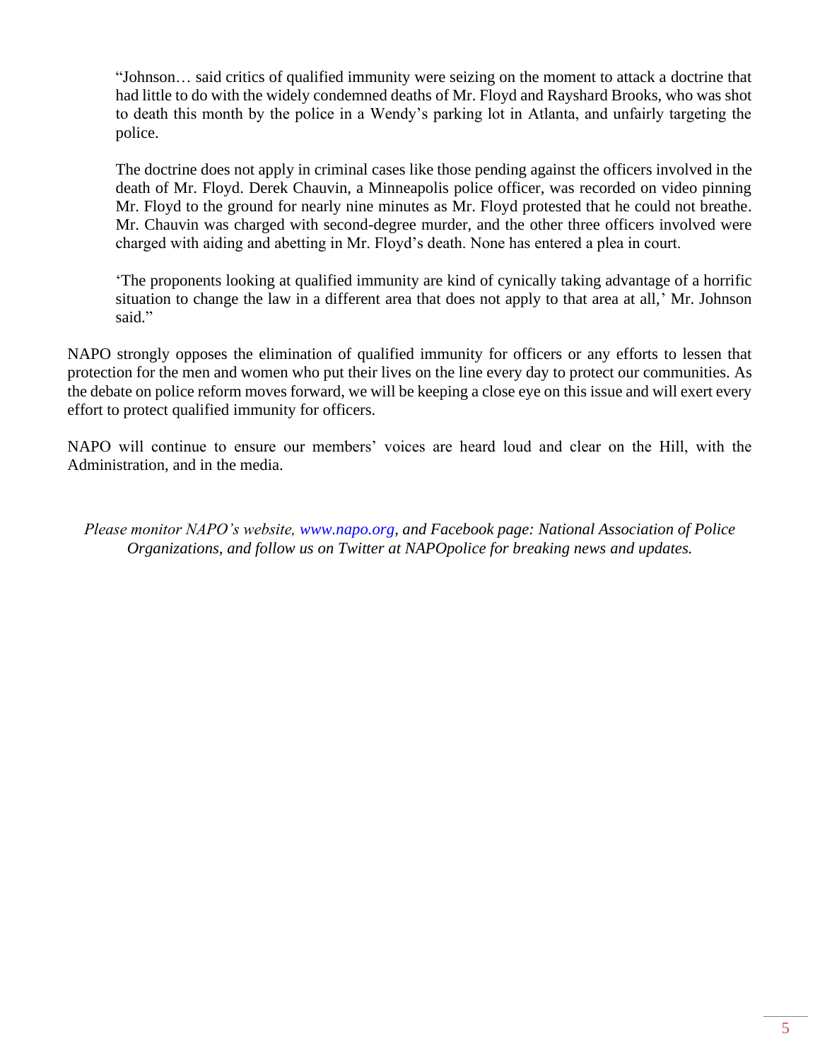> "Johnson… said critics of qualified immunity were seizing on the moment to attack a doctrine that had little to do with the widely condemned deaths of Mr. Floyd and Rayshard Brooks, who was shot to death this month by the police in a Wendy's parking lot in Atlanta, and unfairly targeting the police.
>
> The doctrine does not apply in criminal cases like those pending against the officers involved in the death of Mr. Floyd. Derek Chauvin, a Minneapolis police officer, was recorded on video pinning Mr. Floyd to the ground for nearly nine minutes as Mr. Floyd protested that he could not breathe. Mr. Chauvin was charged with second-degree murder, and the other three officers involved were charged with aiding and abetting in Mr. Floyd's death. None has entered a plea in court.
>
> 'The proponents looking at qualified immunity are kind of cynically taking advantage of a horrific situation to change the law in a different area that does not apply to that area at all,' Mr. Johnson said."

NAPO strongly opposes the elimination of qualified immunity for officers or any efforts to lessen that protection for the men and women who put their lives on the line every day to protect our communities. As the debate on police reform moves forward, we will be keeping a close eye on this issue and will exert every effort to protect qualified immunity for officers.

NAPO will continue to ensure our members' voices are heard loud and clear on the Hill, with the Administration, and in the media.

*Please monitor NAPO's website, www.napo.org, and Facebook page: National Association of Police Organizations, and follow us on Twitter at NAPOpolice for breaking news and updates.*